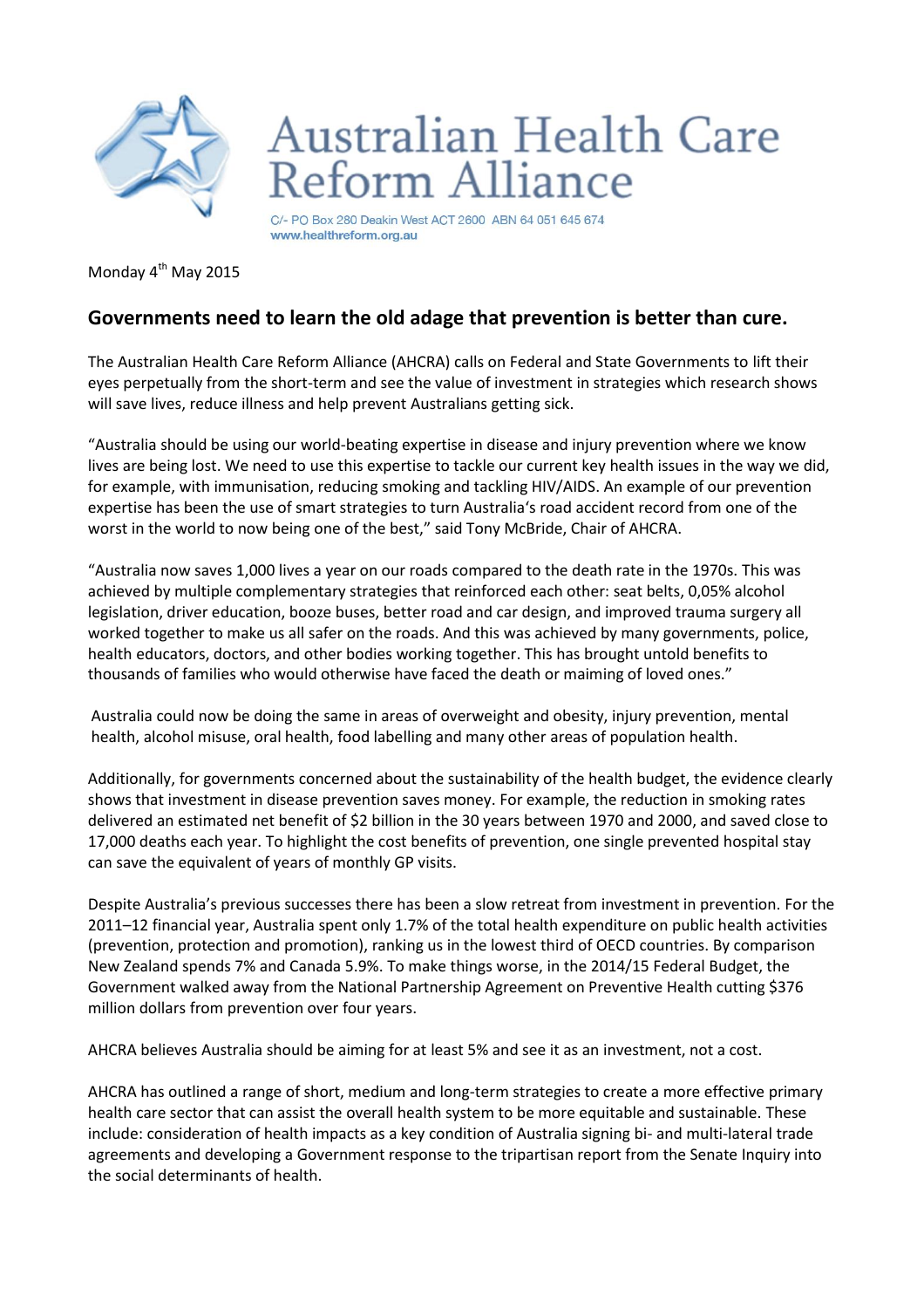# Australian Health Care Reform Alliance

C/- PO Box 280 Deakin West ACT 2600 ABN 64 051 645 674
www.healthreform.org.au

Monday 4th May 2015

## Governments need to learn the old adage that prevention is better than cure.

The Australian Health Care Reform Alliance (AHCRA) calls on Federal and State Governments to lift their eyes perpetually from the short-term and see the value of investment in strategies which research shows will save lives, reduce illness and help prevent Australians getting sick.

"Australia should be using our world-beating expertise in disease and injury prevention where we know lives are being lost. We need to use this expertise to tackle our current key health issues in the way we did, for example, with immunisation, reducing smoking and tackling HIV/AIDS. An example of our prevention expertise has been the use of smart strategies to turn Australia's road accident record from one of the worst in the world to now being one of the best," said Tony McBride, Chair of AHCRA.

"Australia now saves 1,000 lives a year on our roads compared to the death rate in the 1970s. This was achieved by multiple complementary strategies that reinforced each other: seat belts, 0,05% alcohol legislation, driver education, booze buses, better road and car design, and improved trauma surgery all worked together to make us all safer on the roads. And this was achieved by many governments, police, health educators, doctors, and other bodies working together. This has brought untold benefits to thousands of families who would otherwise have faced the death or maiming of loved ones."

Australia could now be doing the same in areas of overweight and obesity, injury prevention, mental health, alcohol misuse, oral health, food labelling and many other areas of population health.

Additionally, for governments concerned about the sustainability of the health budget, the evidence clearly shows that investment in disease prevention saves money. For example, the reduction in smoking rates delivered an estimated net benefit of $2 billion in the 30 years between 1970 and 2000, and saved close to 17,000 deaths each year. To highlight the cost benefits of prevention, one single prevented hospital stay can save the equivalent of years of monthly GP visits.

Despite Australia's previous successes there has been a slow retreat from investment in prevention. For the 2011–12 financial year, Australia spent only 1.7% of the total health expenditure on public health activities (prevention, protection and promotion), ranking us in the lowest third of OECD countries. By comparison New Zealand spends 7% and Canada 5.9%. To make things worse, in the 2014/15 Federal Budget, the Government walked away from the National Partnership Agreement on Preventive Health cutting $376 million dollars from prevention over four years.

AHCRA believes Australia should be aiming for at least 5% and see it as an investment, not a cost.

AHCRA has outlined a range of short, medium and long-term strategies to create a more effective primary health care sector that can assist the overall health system to be more equitable and sustainable. These include: consideration of health impacts as a key condition of Australia signing bi- and multi-lateral trade agreements and developing a Government response to the tripartisan report from the Senate Inquiry into the social determinants of health.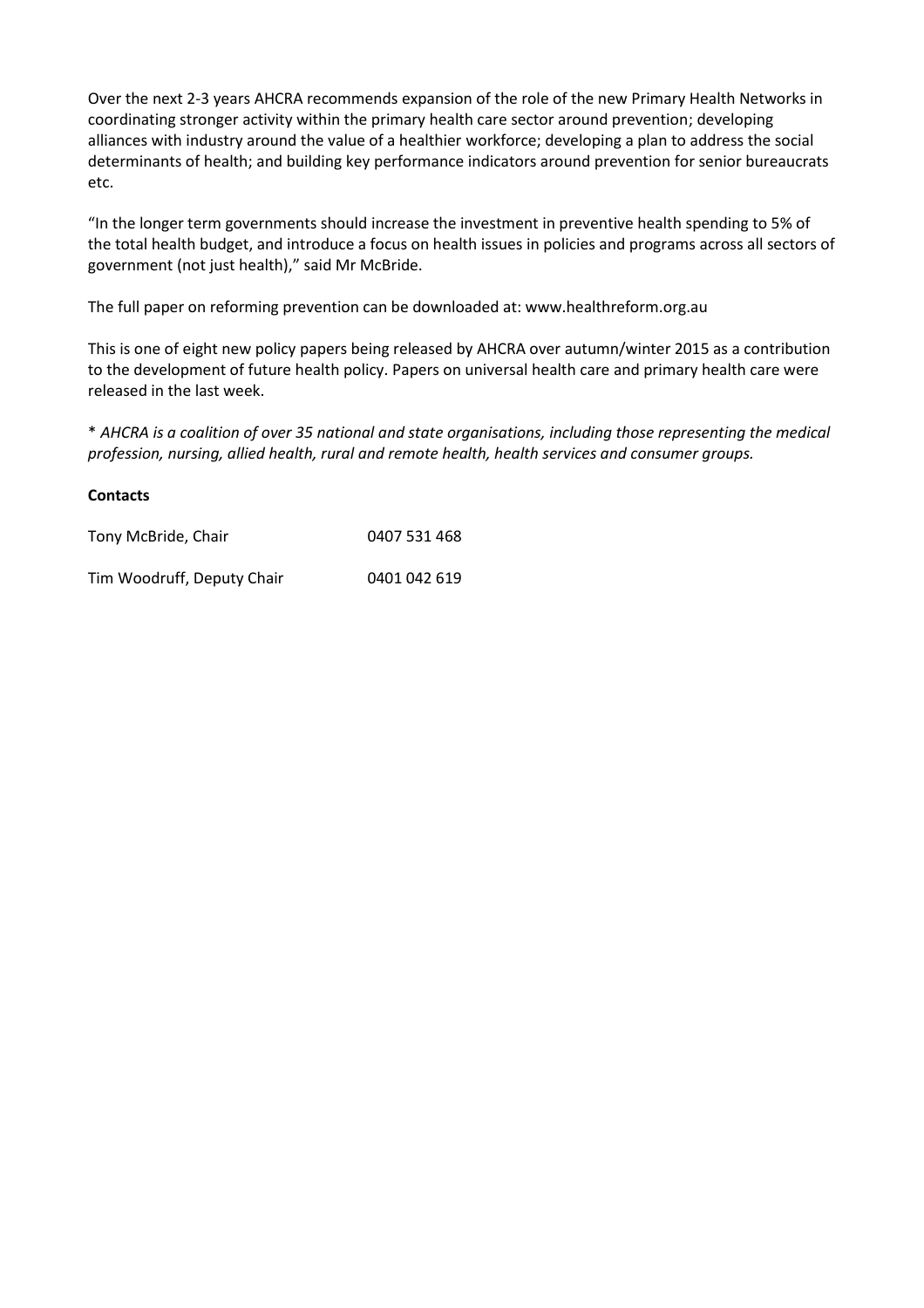Over the next 2-3 years AHCRA recommends expansion of the role of the new Primary Health Networks in coordinating stronger activity within the primary health care sector around prevention; developing alliances with industry around the value of a healthier workforce; developing a plan to address the social determinants of health; and building key performance indicators around prevention for senior bureaucrats etc.

"In the longer term governments should increase the investment in preventive health spending to 5% of the total health budget, and introduce a focus on health issues in policies and programs across all sectors of government (not just health)," said Mr McBride.

The full paper on reforming prevention can be downloaded at: www.healthreform.org.au

This is one of eight new policy papers being released by AHCRA over autumn/winter 2015 as a contribution to the development of future health policy. Papers on universal health care and primary health care were released in the last week.

* *AHCRA is a coalition of over 35 national and state organisations, including those representing the medical profession, nursing, allied health, rural and remote health, health services and consumer groups.*

**Contacts**

| | |
|---|---|
| Tony McBride, Chair | 0407 531 468 |
| Tim Woodruff, Deputy Chair | 0401 042 619 |